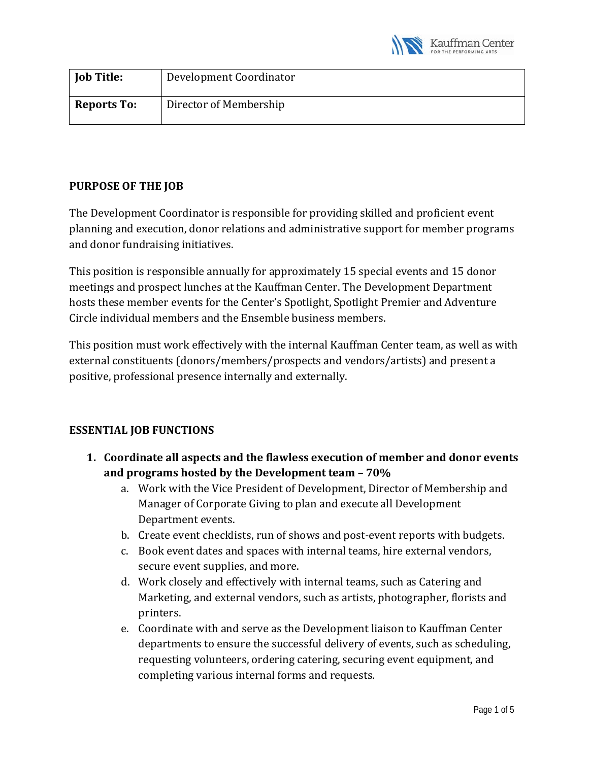| **Job Title:** | Development Coordinator |
|---|---|
| **Reports To:** | Director of Membership |

**PURPOSE OF THE JOB**

The Development Coordinator is responsible for providing skilled and proficient event planning and execution, donor relations and administrative support for member programs and donor fundraising initiatives.

This position is responsible annually for approximately 15 special events and 15 donor meetings and prospect lunches at the Kauffman Center. The Development Department hosts these member events for the Center's Spotlight, Spotlight Premier and Adventure Circle individual members and the Ensemble business members.

This position must work effectively with the internal Kauffman Center team, as well as with external constituents (donors/members/prospects and vendors/artists) and present a positive, professional presence internally and externally.

**ESSENTIAL JOB FUNCTIONS**

1. **Coordinate all aspects and the flawless execution of member and donor events and programs hosted by the Development team – 70%**
    a. Work with the Vice President of Development, Director of Membership and Manager of Corporate Giving to plan and execute all Development Department events.
    b. Create event checklists, run of shows and post-event reports with budgets.
    c. Book event dates and spaces with internal teams, hire external vendors, secure event supplies, and more.
    d. Work closely and effectively with internal teams, such as Catering and Marketing, and external vendors, such as artists, photographer, florists and printers.
    e. Coordinate with and serve as the Development liaison to Kauffman Center departments to ensure the successful delivery of events, such as scheduling, requesting volunteers, ordering catering, securing event equipment, and completing various internal forms and requests.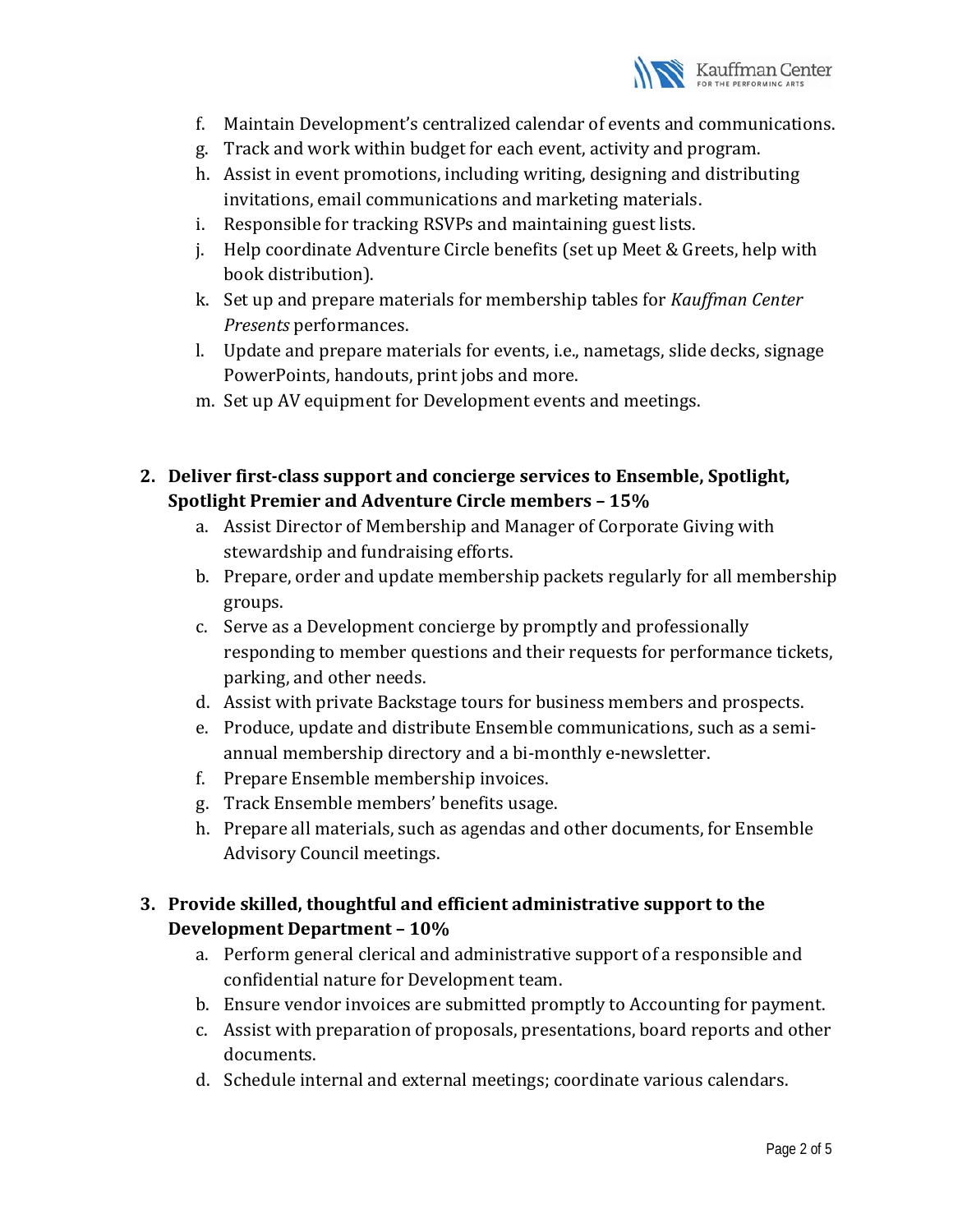f. Maintain Development's centralized calendar of events and communications.
g. Track and work within budget for each event, activity and program.
h. Assist in event promotions, including writing, designing and distributing invitations, email communications and marketing materials.
i. Responsible for tracking RSVPs and maintaining guest lists.
j. Help coordinate Adventure Circle benefits (set up Meet & Greets, help with book distribution).
k. Set up and prepare materials for membership tables for *Kauffman Center Presents* performances.
l. Update and prepare materials for events, i.e., nametags, slide decks, signage PowerPoints, handouts, print jobs and more.
m. Set up AV equipment for Development events and meetings.

2. **Deliver first-class support and concierge services to Ensemble, Spotlight, Spotlight Premier and Adventure Circle members – 15%**
    a. Assist Director of Membership and Manager of Corporate Giving with stewardship and fundraising efforts.
    b. Prepare, order and update membership packets regularly for all membership groups.
    c. Serve as a Development concierge by promptly and professionally responding to member questions and their requests for performance tickets, parking, and other needs.
    d. Assist with private Backstage tours for business members and prospects.
    e. Produce, update and distribute Ensemble communications, such as a semi-annual membership directory and a bi-monthly e-newsletter.
    f. Prepare Ensemble membership invoices.
    g. Track Ensemble members' benefits usage.
    h. Prepare all materials, such as agendas and other documents, for Ensemble Advisory Council meetings.

3. **Provide skilled, thoughtful and efficient administrative support to the Development Department – 10%**
    a. Perform general clerical and administrative support of a responsible and confidential nature for Development team.
    b. Ensure vendor invoices are submitted promptly to Accounting for payment.
    c. Assist with preparation of proposals, presentations, board reports and other documents.
    d. Schedule internal and external meetings; coordinate various calendars.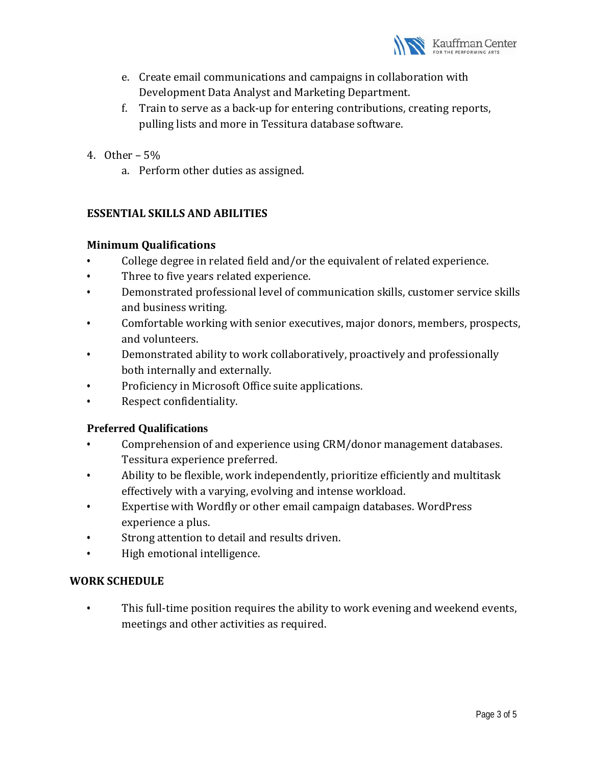e. Create email communications and campaigns in collaboration with Development Data Analyst and Marketing Department.
f. Train to serve as a back-up for entering contributions, creating reports, pulling lists and more in Tessitura database software.

4. Other – 5%
   a. Perform other duties as assigned.

## ESSENTIAL SKILLS AND ABILITIES

### Minimum Qualifications

- College degree in related field and/or the equivalent of related experience.
- Three to five years related experience.
- Demonstrated professional level of communication skills, customer service skills and business writing.
- Comfortable working with senior executives, major donors, members, prospects, and volunteers.
- Demonstrated ability to work collaboratively, proactively and professionally both internally and externally.
- Proficiency in Microsoft Office suite applications.
- Respect confidentiality.

### Preferred Qualifications

- Comprehension of and experience using CRM/donor management databases. Tessitura experience preferred.
- Ability to be flexible, work independently, prioritize efficiently and multitask effectively with a varying, evolving and intense workload.
- Expertise with Wordfly or other email campaign databases. WordPress experience a plus.
- Strong attention to detail and results driven.
- High emotional intelligence.

## WORK SCHEDULE

- This full-time position requires the ability to work evening and weekend events, meetings and other activities as required.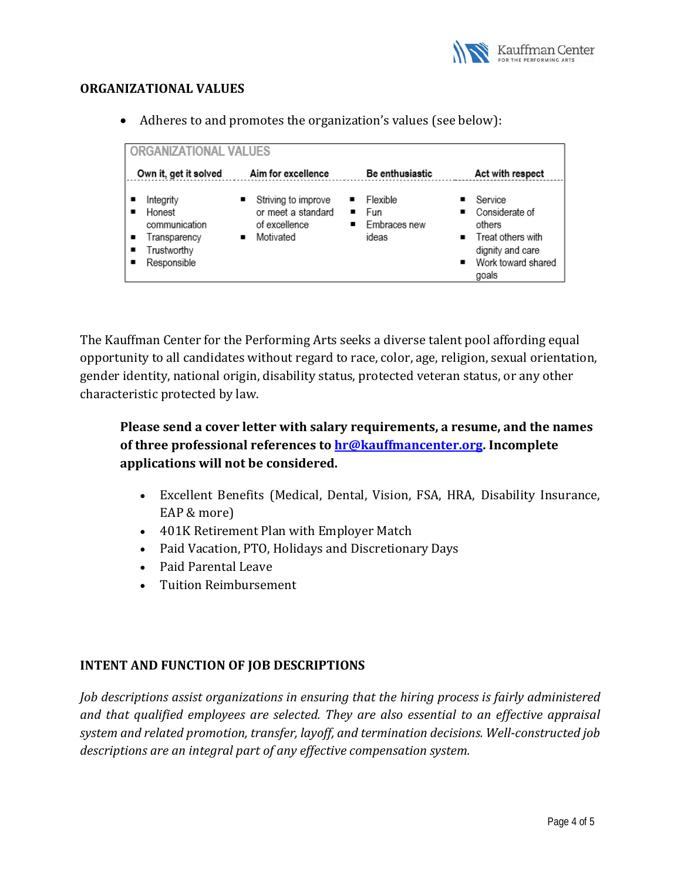## ORGANIZATIONAL VALUES

- Adheres to and promotes the organization's values (see below):

| ORGANIZATIONAL VALUES | | | |
|---|---|---|---|
| **Own it, get it solved** | **Aim for excellence** | **Be enthusiastic** | **Act with respect** |
| ▪ Integrity<br>▪ Honest communication<br>▪ Transparency<br>▪ Trustworthy<br>▪ Responsible | ▪ Striving to improve or meet a standard of excellence<br>▪ Motivated | ▪ Flexible<br>▪ Fun<br>▪ Embraces new ideas | ▪ Service<br>▪ Considerate of others<br>▪ Treat others with dignity and care<br>▪ Work toward shared goals |

The Kauffman Center for the Performing Arts seeks a diverse talent pool affording equal opportunity to all candidates without regard to race, color, age, religion, sexual orientation, gender identity, national origin, disability status, protected veteran status, or any other characteristic protected by law.

**Please send a cover letter with salary requirements, a resume, and the names of three professional references to [hr@kauffmancenter.org](mailto:hr@kauffmancenter.org). Incomplete applications will not be considered.**

- Excellent Benefits (Medical, Dental, Vision, FSA, HRA, Disability Insurance, EAP & more)
- 401K Retirement Plan with Employer Match
- Paid Vacation, PTO, Holidays and Discretionary Days
- Paid Parental Leave
- Tuition Reimbursement

## INTENT AND FUNCTION OF JOB DESCRIPTIONS

*Job descriptions assist organizations in ensuring that the hiring process is fairly administered and that qualified employees are selected. They are also essential to an effective appraisal system and related promotion, transfer, layoff, and termination decisions. Well-constructed job descriptions are an integral part of any effective compensation system.*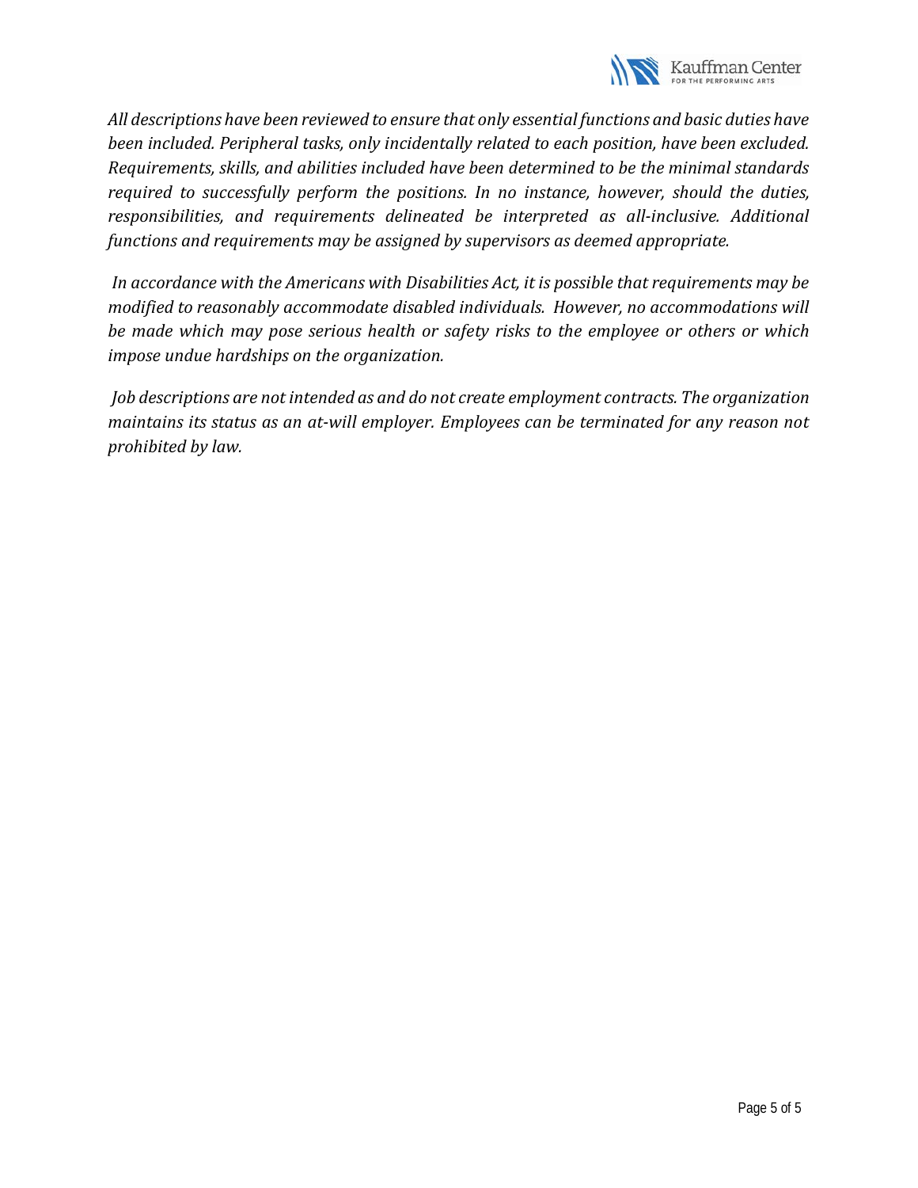*All descriptions have been reviewed to ensure that only essential functions and basic duties have been included. Peripheral tasks, only incidentally related to each position, have been excluded. Requirements, skills, and abilities included have been determined to be the minimal standards required to successfully perform the positions. In no instance, however, should the duties, responsibilities, and requirements delineated be interpreted as all-inclusive. Additional functions and requirements may be assigned by supervisors as deemed appropriate.*

*In accordance with the Americans with Disabilities Act, it is possible that requirements may be modified to reasonably accommodate disabled individuals. However, no accommodations will be made which may pose serious health or safety risks to the employee or others or which impose undue hardships on the organization.*

*Job descriptions are not intended as and do not create employment contracts. The organization maintains its status as an at-will employer. Employees can be terminated for any reason not prohibited by law.*